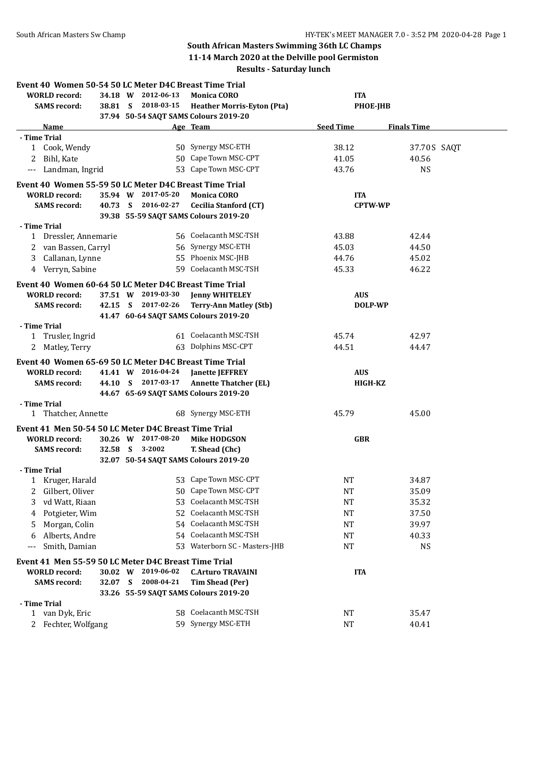# South African Masters Swimming 36th LC Champs

## 11-14 March 2020 at the Delville pool Germiston

### Results - Saturday lunch

**Event 40 Women 50-54 50 LC Meter D4C Breast Time Trial**

| | | | | | |
|---|---|---|---|---|---|
| **WORLD record:** | 34.18 W | 2012-06-13 | **Monica CORO** | **ITA** | |
| **SAMS record:** | 38.81 S | 2018-03-15 | **Heather Morris-Eyton (Pta)** | **PHOE-JHB** | |
| | 37.94 | 50-54 SAQT SAMS Colours 2019-20 | | | |

| | Name | Age | Team | Seed Time | Finals Time |
|---|---|---|---|---|---|
| **- Time Trial** | | | | | |
| 1 | Cook, Wendy | 50 | Synergy MSC-ETH | 38.12 | 37.70S SAQT |
| 2 | Bihl, Kate | 50 | Cape Town MSC-CPT | 41.05 | 40.56 |
| --- | Landman, Ingrid | 53 | Cape Town MSC-CPT | 43.76 | NS |

**Event 40 Women 55-59 50 LC Meter D4C Breast Time Trial**

| | | | | |
|---|---|---|---|---|
| **WORLD record:** | 35.94 W | 2017-05-20 | **Monica CORO** | **ITA** |
| **SAMS record:** | 40.73 S | 2016-02-27 | **Cecilia Stanford (CT)** | **CPTW-WP** |
| | 39.38 | 55-59 SAQT SAMS Colours 2019-20 | | |

| | Name | Age | Team | Seed Time | Finals Time |
|---|---|---|---|---|---|
| **- Time Trial** | | | | | |
| 1 | Dressler, Annemarie | 56 | Coelacanth MSC-TSH | 43.88 | 42.44 |
| 2 | van Bassen, Carryl | 56 | Synergy MSC-ETH | 45.03 | 44.50 |
| 3 | Callanan, Lynne | 55 | Phoenix MSC-JHB | 44.76 | 45.02 |
| 4 | Verryn, Sabine | 59 | Coelacanth MSC-TSH | 45.33 | 46.22 |

**Event 40 Women 60-64 50 LC Meter D4C Breast Time Trial**

| | | | | |
|---|---|---|---|---|
| **WORLD record:** | 37.51 W | 2019-03-30 | **Jenny WHITELEY** | **AUS** |
| **SAMS record:** | 42.15 S | 2017-02-26 | **Terry-Ann Matley (Stb)** | **DOLP-WP** |
| | 41.47 | 60-64 SAQT SAMS Colours 2019-20 | | |

| | Name | Age | Team | Seed Time | Finals Time |
|---|---|---|---|---|---|
| **- Time Trial** | | | | | |
| 1 | Trusler, Ingrid | 61 | Coelacanth MSC-TSH | 45.74 | 42.97 |
| 2 | Matley, Terry | 63 | Dolphins MSC-CPT | 44.51 | 44.47 |

**Event 40 Women 65-69 50 LC Meter D4C Breast Time Trial**

| | | | | |
|---|---|---|---|---|
| **WORLD record:** | 41.41 W | 2016-04-24 | **Janette JEFFREY** | **AUS** |
| **SAMS record:** | 44.10 S | 2017-03-17 | **Annette Thatcher (EL)** | **HIGH-KZ** |
| | 44.67 | 65-69 SAQT SAMS Colours 2019-20 | | |

| | Name | Age | Team | Seed Time | Finals Time |
|---|---|---|---|---|---|
| **- Time Trial** | | | | | |
| 1 | Thatcher, Annette | 68 | Synergy MSC-ETH | 45.79 | 45.00 |

**Event 41 Men 50-54 50 LC Meter D4C Breast Time Trial**

| | | | | |
|---|---|---|---|---|
| **WORLD record:** | 30.26 W | 2017-08-20 | **Mike HODGSON** | **GBR** |
| **SAMS record:** | 32.58 S | 3-2002 | **T. Shead (Chc)** | |
| | 32.07 | 50-54 SAQT SAMS Colours 2019-20 | | |

| | Name | Age | Team | Seed Time | Finals Time |
|---|---|---|---|---|---|
| **- Time Trial** | | | | | |
| 1 | Kruger, Harald | 53 | Cape Town MSC-CPT | NT | 34.87 |
| 2 | Gilbert, Oliver | 50 | Cape Town MSC-CPT | NT | 35.09 |
| 3 | vd Watt, Riaan | 53 | Coelacanth MSC-TSH | NT | 35.32 |
| 4 | Potgieter, Wim | 52 | Coelacanth MSC-TSH | NT | 37.50 |
| 5 | Morgan, Colin | 54 | Coelacanth MSC-TSH | NT | 39.97 |
| 6 | Alberts, Andre | 54 | Coelacanth MSC-TSH | NT | 40.33 |
| --- | Smith, Damian | 53 | Waterborn SC - Masters-JHB | NT | NS |

**Event 41 Men 55-59 50 LC Meter D4C Breast Time Trial**

| | | | | |
|---|---|---|---|---|
| **WORLD record:** | 30.02 W | 2019-06-02 | **C.Arturo TRAVAINI** | **ITA** |
| **SAMS record:** | 32.07 S | 2008-04-21 | **Tim Shead (Per)** | |
| | 33.26 | 55-59 SAQT SAMS Colours 2019-20 | | |

| | Name | Age | Team | Seed Time | Finals Time |
|---|---|---|---|---|---|
| **- Time Trial** | | | | | |
| 1 | van Dyk, Eric | 58 | Coelacanth MSC-TSH | NT | 35.47 |
| 2 | Fechter, Wolfgang | 59 | Synergy MSC-ETH | NT | 40.41 |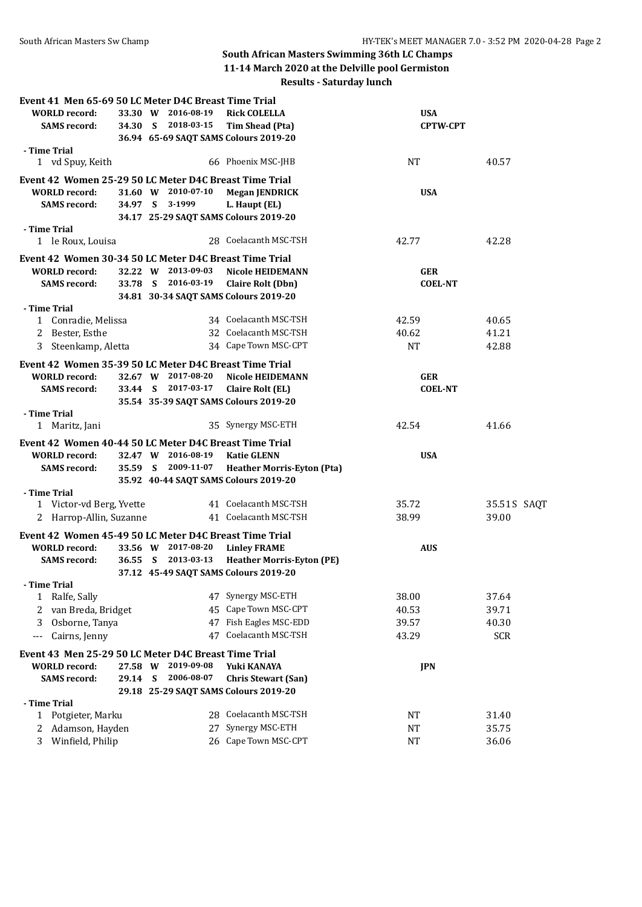## South African Masters Swimming 36th LC Champs

### 11-14 March 2020 at the Delville pool Germiston

### Results - Saturday lunch

**Event 41 Men 65-69 50 LC Meter D4C Breast Time Trial**

| | | | | |
|---|---|---|---|---|
| **WORLD record:** | 33.30 W | 2016-08-19 | **Rick COLELLA** | **USA** |
| **SAMS record:** | 34.30 S | 2018-03-15 | **Tim Shead (Pta)** | **CPTW-CPT** |
| | 36.94 | 65-69 SAQT SAMS Colours 2019-20 | | |

**- Time Trial**

| Place | Name | Age | Team | Seed Time | Finals Time |
|---|---|---|---|---|---|
| 1 | vd Spuy, Keith | 66 | Phoenix MSC-JHB | NT | 40.57 |

**Event 42 Women 25-29 50 LC Meter D4C Breast Time Trial**

| | | | | |
|---|---|---|---|---|
| **WORLD record:** | 31.60 W | 2010-07-10 | **Megan JENDRICK** | **USA** |
| **SAMS record:** | 34.97 S | 3-1999 | **L. Haupt (EL)** | |
| | 34.17 | 25-29 SAQT SAMS Colours 2019-20 | | |

**- Time Trial**

| Place | Name | Age | Team | Seed Time | Finals Time |
|---|---|---|---|---|---|
| 1 | le Roux, Louisa | 28 | Coelacanth MSC-TSH | 42.77 | 42.28 |

**Event 42 Women 30-34 50 LC Meter D4C Breast Time Trial**

| | | | | |
|---|---|---|---|---|
| **WORLD record:** | 32.22 W | 2013-09-03 | **Nicole HEIDEMANN** | **GER** |
| **SAMS record:** | 33.78 S | 2016-03-19 | **Claire Rolt (Dbn)** | **COEL-NT** |
| | 34.81 | 30-34 SAQT SAMS Colours 2019-20 | | |

**- Time Trial**

| Place | Name | Age | Team | Seed Time | Finals Time |
|---|---|---|---|---|---|
| 1 | Conradie, Melissa | 34 | Coelacanth MSC-TSH | 42.59 | 40.65 |
| 2 | Bester, Esthe | 32 | Coelacanth MSC-TSH | 40.62 | 41.21 |
| 3 | Steenkamp, Aletta | 34 | Cape Town MSC-CPT | NT | 42.88 |

**Event 42 Women 35-39 50 LC Meter D4C Breast Time Trial**

| | | | | |
|---|---|---|---|---|
| **WORLD record:** | 32.67 W | 2017-08-20 | **Nicole HEIDEMANN** | **GER** |
| **SAMS record:** | 33.44 S | 2017-03-17 | **Claire Rolt (EL)** | **COEL-NT** |
| | 35.54 | 35-39 SAQT SAMS Colours 2019-20 | | |

**- Time Trial**

| Place | Name | Age | Team | Seed Time | Finals Time |
|---|---|---|---|---|---|
| 1 | Maritz, Jani | 35 | Synergy MSC-ETH | 42.54 | 41.66 |

**Event 42 Women 40-44 50 LC Meter D4C Breast Time Trial**

| | | | | |
|---|---|---|---|---|
| **WORLD record:** | 32.47 W | 2016-08-19 | **Katie GLENN** | **USA** |
| **SAMS record:** | 35.59 S | 2009-11-07 | **Heather Morris-Eyton (Pta)** | |
| | 35.92 | 40-44 SAQT SAMS Colours 2019-20 | | |

**- Time Trial**

| Place | Name | Age | Team | Seed Time | Finals Time |
|---|---|---|---|---|---|
| 1 | Victor-vd Berg, Yvette | 41 | Coelacanth MSC-TSH | 35.72 | 35.51S SAQT |
| 2 | Harrop-Allin, Suzanne | 41 | Coelacanth MSC-TSH | 38.99 | 39.00 |

**Event 42 Women 45-49 50 LC Meter D4C Breast Time Trial**

| | | | | |
|---|---|---|---|---|
| **WORLD record:** | 33.56 W | 2017-08-20 | **Linley FRAME** | **AUS** |
| **SAMS record:** | 36.55 S | 2013-03-13 | **Heather Morris-Eyton (PE)** | |
| | 37.12 | 45-49 SAQT SAMS Colours 2019-20 | | |

**- Time Trial**

| Place | Name | Age | Team | Seed Time | Finals Time |
|---|---|---|---|---|---|
| 1 | Ralfe, Sally | 47 | Synergy MSC-ETH | 38.00 | 37.64 |
| 2 | van Breda, Bridget | 45 | Cape Town MSC-CPT | 40.53 | 39.71 |
| 3 | Osborne, Tanya | 47 | Fish Eagles MSC-EDD | 39.57 | 40.30 |
| --- | Cairns, Jenny | 47 | Coelacanth MSC-TSH | 43.29 | SCR |

**Event 43 Men 25-29 50 LC Meter D4C Breast Time Trial**

| | | | | |
|---|---|---|---|---|
| **WORLD record:** | 27.58 W | 2019-09-08 | **Yuki KANAYA** | **JPN** |
| **SAMS record:** | 29.14 S | 2006-08-07 | **Chris Stewart (San)** | |
| | 29.18 | 25-29 SAQT SAMS Colours 2019-20 | | |

**- Time Trial**

| Place | Name | Age | Team | Seed Time | Finals Time |
|---|---|---|---|---|---|
| 1 | Potgieter, Marku | 28 | Coelacanth MSC-TSH | NT | 31.40 |
| 2 | Adamson, Hayden | 27 | Synergy MSC-ETH | NT | 35.75 |
| 3 | Winfield, Philip | 26 | Cape Town MSC-CPT | NT | 36.06 |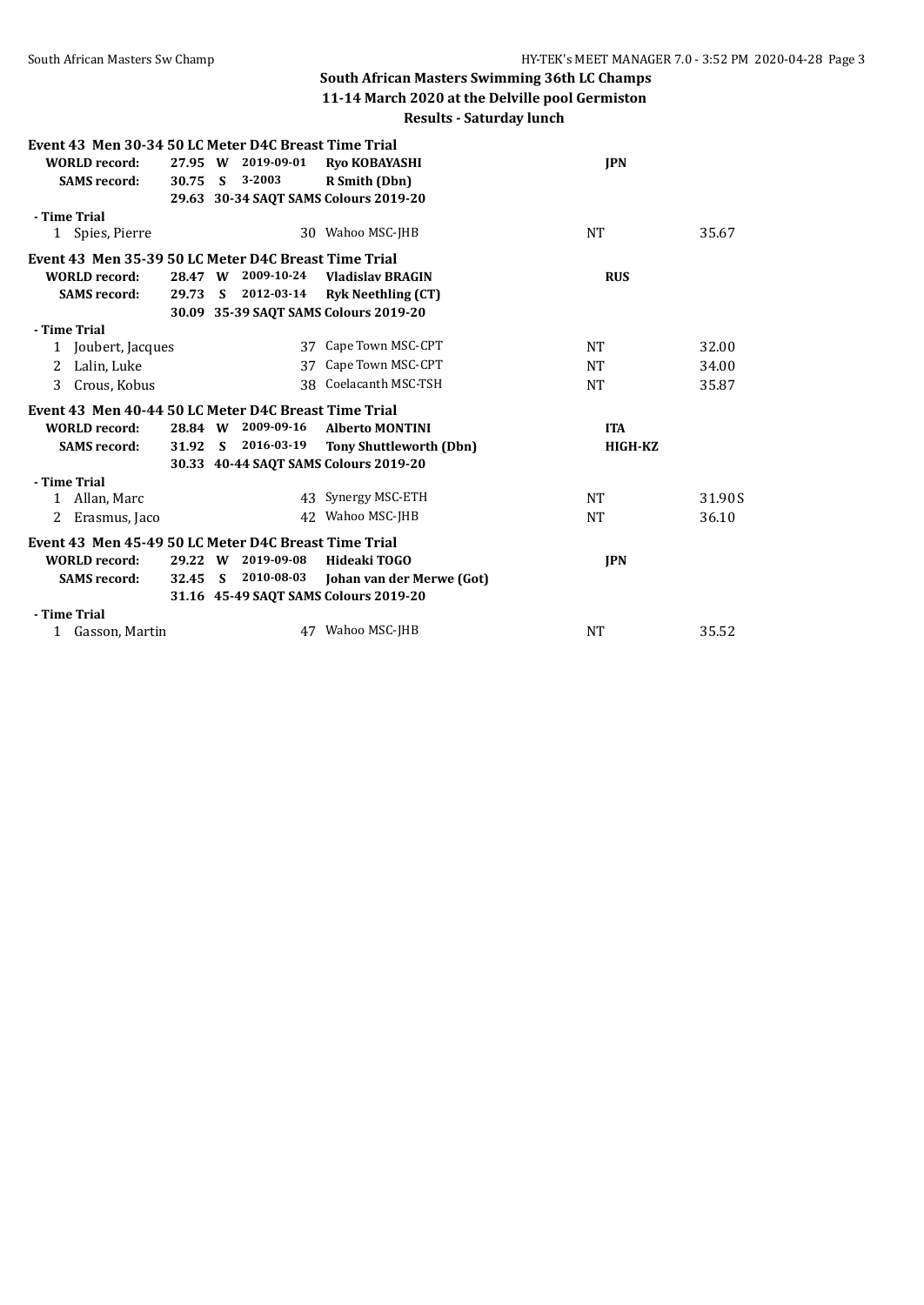**South African Masters Swimming 36th LC Champs**
**11-14 March 2020 at the Delville pool Germiston**
**Results - Saturday lunch**

**Event 43 Men 30-34 50 LC Meter D4C Breast Time Trial**

| | | | | | | |
|---|---|---|---|---|---|---|
| **WORLD record:** | 27.95 W | 2019-09-01 | **Ryo KOBAYASHI** | | **JPN** | |
| **SAMS record:** | 30.75 S | 3-2003 | **R Smith (Dbn)** | | | |
| | 29.63 | 30-34 SAQT SAMS Colours 2019-20 | | | | |
| **- Time Trial** | | | | | | |
| 1 | Spies, Pierre | 30 | Wahoo MSC-JHB | | NT | 35.67 |

**Event 43 Men 35-39 50 LC Meter D4C Breast Time Trial**

| | | | | | | |
|---|---|---|---|---|---|---|
| **WORLD record:** | 28.47 W | 2009-10-24 | **Vladislav BRAGIN** | | **RUS** | |
| **SAMS record:** | 29.73 S | 2012-03-14 | **Ryk Neethling (CT)** | | | |
| | 30.09 | 35-39 SAQT SAMS Colours 2019-20 | | | | |
| **- Time Trial** | | | | | | |
| 1 | Joubert, Jacques | 37 | Cape Town MSC-CPT | | NT | 32.00 |
| 2 | Lalin, Luke | 37 | Cape Town MSC-CPT | | NT | 34.00 |
| 3 | Crous, Kobus | 38 | Coelacanth MSC-TSH | | NT | 35.87 |

**Event 43 Men 40-44 50 LC Meter D4C Breast Time Trial**

| | | | | | | |
|---|---|---|---|---|---|---|
| **WORLD record:** | 28.84 W | 2009-09-16 | **Alberto MONTINI** | | **ITA** | |
| **SAMS record:** | 31.92 S | 2016-03-19 | **Tony Shuttleworth (Dbn)** | | **HIGH-KZ** | |
| | 30.33 | 40-44 SAQT SAMS Colours 2019-20 | | | | |
| **- Time Trial** | | | | | | |
| 1 | Allan, Marc | 43 | Synergy MSC-ETH | | NT | 31.90S |
| 2 | Erasmus, Jaco | 42 | Wahoo MSC-JHB | | NT | 36.10 |

**Event 43 Men 45-49 50 LC Meter D4C Breast Time Trial**

| | | | | | | |
|---|---|---|---|---|---|---|
| **WORLD record:** | 29.22 W | 2019-09-08 | **Hideaki TOGO** | | **JPN** | |
| **SAMS record:** | 32.45 S | 2010-08-03 | **Johan van der Merwe (Got)** | | | |
| | 31.16 | 45-49 SAQT SAMS Colours 2019-20 | | | | |
| **- Time Trial** | | | | | | |
| 1 | Gasson, Martin | 47 | Wahoo MSC-JHB | | NT | 35.52 |